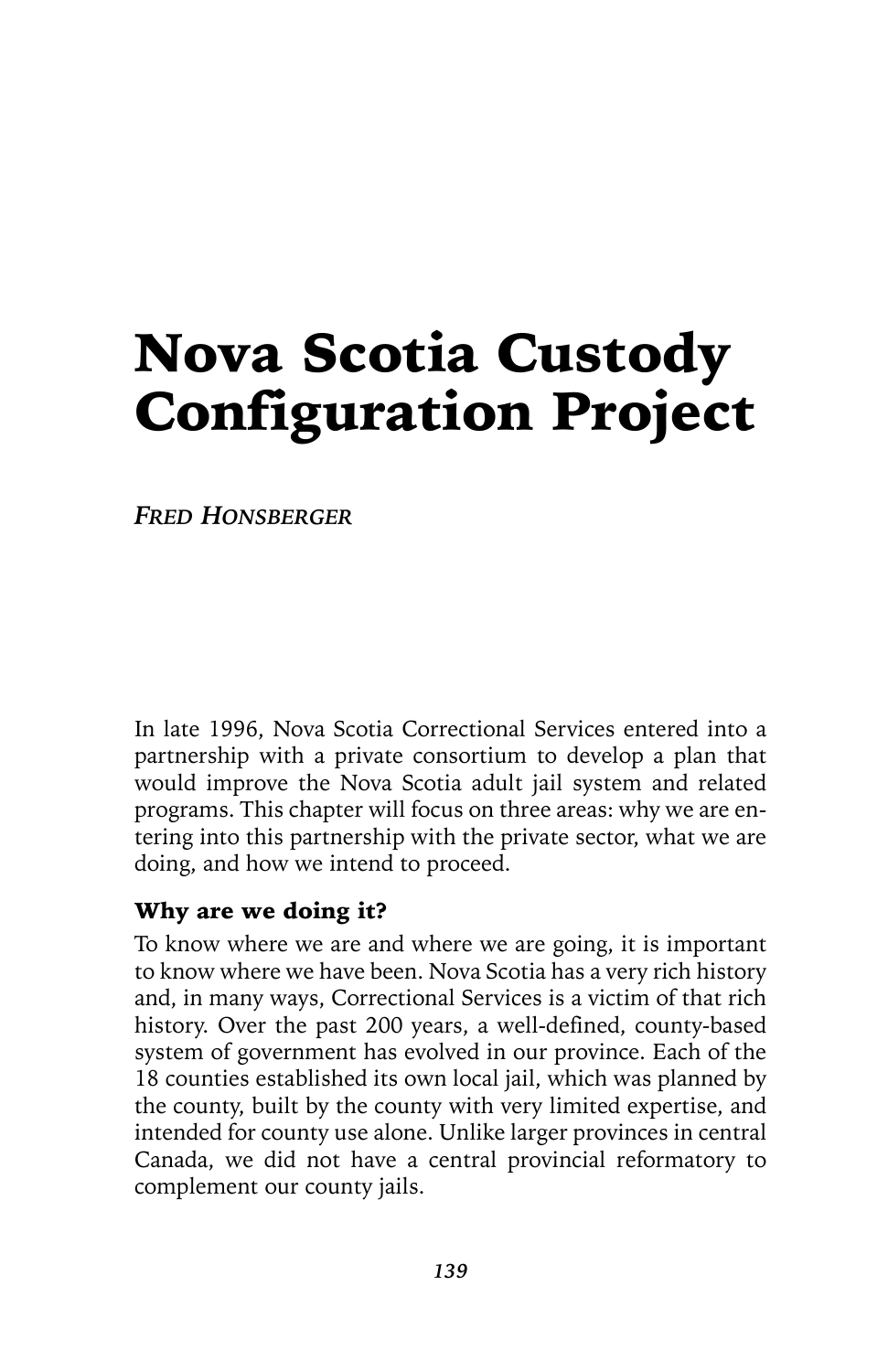# Nova Scotia Custody Configuration Project

*FRED HONSBERGER*

In late 1996, Nova Scotia Correctional Services entered into a partnership with a private consortium to develop a plan that would improve the Nova Scotia adult jail system and related programs. This chapter will focus on three areas: why we are entering into this partnership with the private sector, what we are doing, and how we intend to proceed.

## Why are we doing it?

To know where we are and where we are going, it is important to know where we have been. Nova Scotia has a very rich history and, in many ways, Correctional Services is a victim of that rich history. Over the past 200 years, a well-defined, county-based system of government has evolved in our province. Each of the 18 counties established its own local jail, which was planned by the county, built by the county with very limited expertise, and intended for county use alone. Unlike larger provinces in central Canada, we did not have a central provincial reformatory to complement our county jails.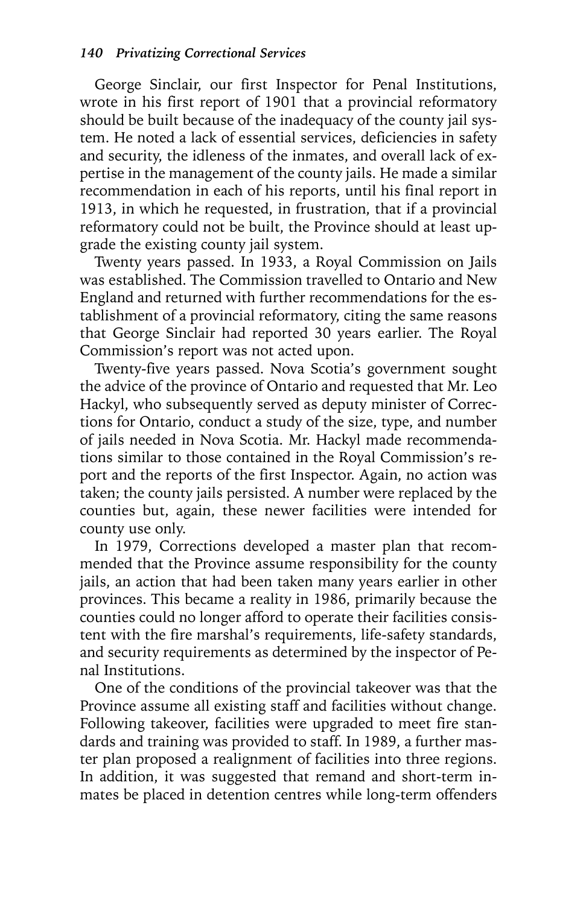George Sinclair, our first Inspector for Penal Institutions, wrote in his first report of 1901 that a provincial reformatory should be built because of the inadequacy of the county jail system. He noted a lack of essential services, deficiencies in safety and security, the idleness of the inmates, and overall lack of expertise in the management of the county jails. He made a similar recommendation in each of his reports, until his final report in 1913, in which he requested, in frustration, that if a provincial reformatory could not be built, the Province should at least upgrade the existing county jail system.

Twenty years passed. In 1933, a Royal Commission on Jails was established. The Commission travelled to Ontario and New England and returned with further recommendations for the establishment of a provincial reformatory, citing the same reasons that George Sinclair had reported 30 years earlier. The Royal Commission's report was not acted upon.

Twenty-five years passed. Nova Scotia's government sought the advice of the province of Ontario and requested that Mr. Leo Hackyl, who subsequently served as deputy minister of Corrections for Ontario, conduct a study of the size, type, and number of jails needed in Nova Scotia. Mr. Hackyl made recommendations similar to those contained in the Royal Commission's report and the reports of the first Inspector. Again, no action was taken; the county jails persisted. A number were replaced by the counties but, again, these newer facilities were intended for county use only.

In 1979, Corrections developed a master plan that recommended that the Province assume responsibility for the county jails, an action that had been taken many years earlier in other provinces. This became a reality in 1986, primarily because the counties could no longer afford to operate their facilities consistent with the fire marshal's requirements, life-safety standards, and security requirements as determined by the inspector of Penal Institutions.

One of the conditions of the provincial takeover was that the Province assume all existing staff and facilities without change. Following takeover, facilities were upgraded to meet fire standards and training was provided to staff. In 1989, a further master plan proposed a realignment of facilities into three regions. In addition, it was suggested that remand and short-term inmates be placed in detention centres while long-term offenders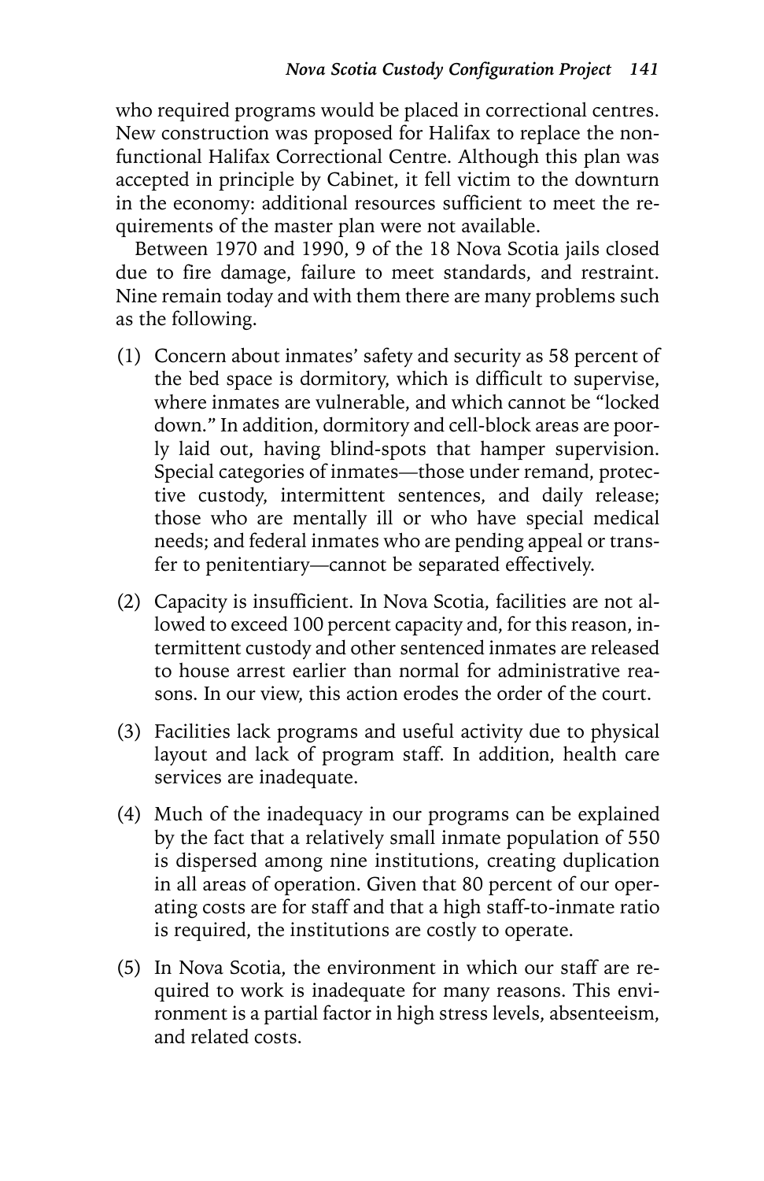who required programs would be placed in correctional centres. New construction was proposed for Halifax to replace the non-functional Halifax Correctional Centre. Although this plan was accepted in principle by Cabinet, it fell victim to the downturn in the economy: additional resources sufficient to meet the requirements of the master plan were not available.

Between 1970 and 1990, 9 of the 18 Nova Scotia jails closed due to fire damage, failure to meet standards, and restraint. Nine remain today and with them there are many problems such as the following.

(1) Concern about inmates' safety and security as 58 percent of the bed space is dormitory, which is difficult to supervise, where inmates are vulnerable, and which cannot be "locked down." In addition, dormitory and cell-block areas are poorly laid out, having blind-spots that hamper supervision. Special categories of inmates—those under remand, protective custody, intermittent sentences, and daily release; those who are mentally ill or who have special medical needs; and federal inmates who are pending appeal or transfer to penitentiary—cannot be separated effectively.

(2) Capacity is insufficient. In Nova Scotia, facilities are not allowed to exceed 100 percent capacity and, for this reason, intermittent custody and other sentenced inmates are released to house arrest earlier than normal for administrative reasons. In our view, this action erodes the order of the court.

(3) Facilities lack programs and useful activity due to physical layout and lack of program staff. In addition, health care services are inadequate.

(4) Much of the inadequacy in our programs can be explained by the fact that a relatively small inmate population of 550 is dispersed among nine institutions, creating duplication in all areas of operation. Given that 80 percent of our operating costs are for staff and that a high staff-to-inmate ratio is required, the institutions are costly to operate.

(5) In Nova Scotia, the environment in which our staff are required to work is inadequate for many reasons. This environment is a partial factor in high stress levels, absenteeism, and related costs.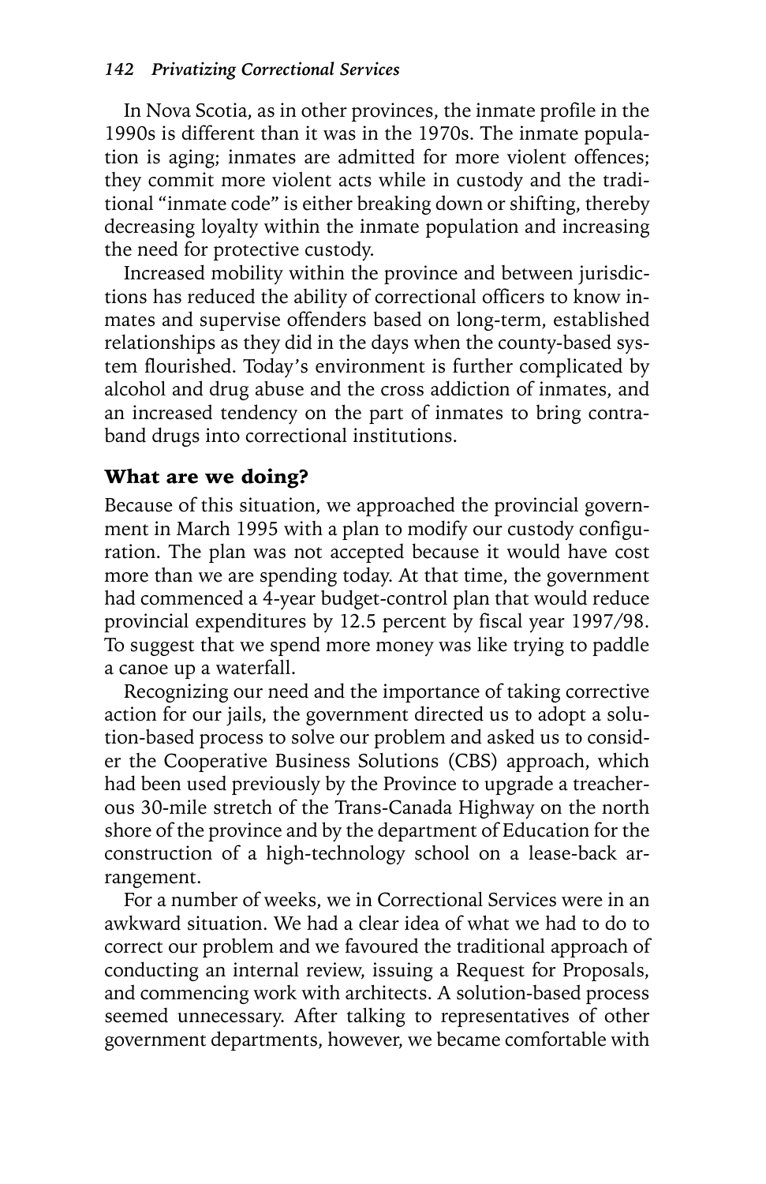In Nova Scotia, as in other provinces, the inmate profile in the 1990s is different than it was in the 1970s. The inmate population is aging; inmates are admitted for more violent offences; they commit more violent acts while in custody and the traditional "inmate code" is either breaking down or shifting, thereby decreasing loyalty within the inmate population and increasing the need for protective custody.

Increased mobility within the province and between jurisdictions has reduced the ability of correctional officers to know inmates and supervise offenders based on long-term, established relationships as they did in the days when the county-based system flourished. Today's environment is further complicated by alcohol and drug abuse and the cross addiction of inmates, and an increased tendency on the part of inmates to bring contraband drugs into correctional institutions.

## What are we doing?

Because of this situation, we approached the provincial government in March 1995 with a plan to modify our custody configuration. The plan was not accepted because it would have cost more than we are spending today. At that time, the government had commenced a 4-year budget-control plan that would reduce provincial expenditures by 12.5 percent by fiscal year 1997/98. To suggest that we spend more money was like trying to paddle a canoe up a waterfall.

Recognizing our need and the importance of taking corrective action for our jails, the government directed us to adopt a solution-based process to solve our problem and asked us to consider the Cooperative Business Solutions (CBS) approach, which had been used previously by the Province to upgrade a treacherous 30-mile stretch of the Trans-Canada Highway on the north shore of the province and by the department of Education for the construction of a high-technology school on a lease-back arrangement.

For a number of weeks, we in Correctional Services were in an awkward situation. We had a clear idea of what we had to do to correct our problem and we favoured the traditional approach of conducting an internal review, issuing a Request for Proposals, and commencing work with architects. A solution-based process seemed unnecessary. After talking to representatives of other government departments, however, we became comfortable with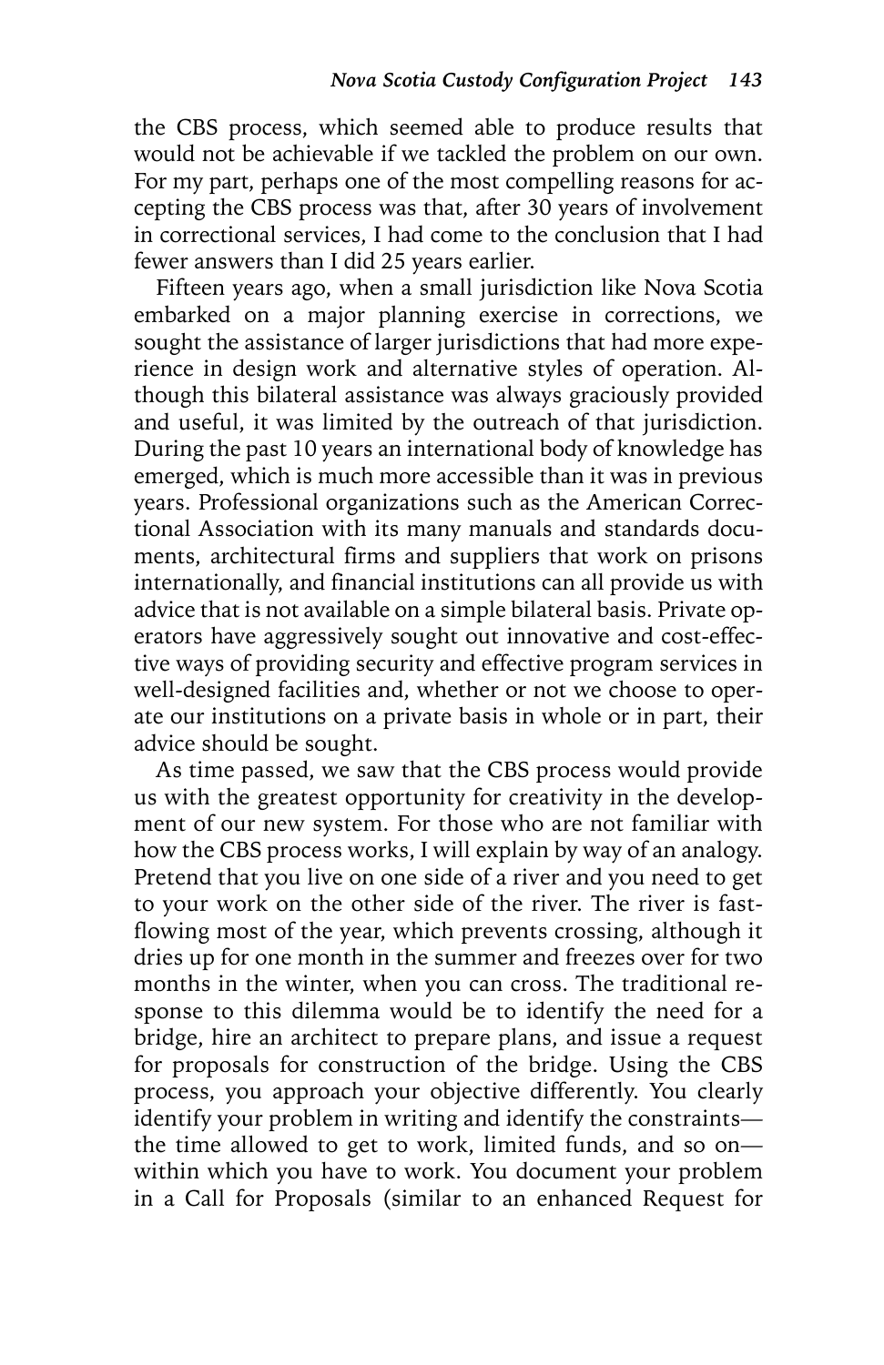the CBS process, which seemed able to produce results that would not be achievable if we tackled the problem on our own. For my part, perhaps one of the most compelling reasons for accepting the CBS process was that, after 30 years of involvement in correctional services, I had come to the conclusion that I had fewer answers than I did 25 years earlier.

Fifteen years ago, when a small jurisdiction like Nova Scotia embarked on a major planning exercise in corrections, we sought the assistance of larger jurisdictions that had more experience in design work and alternative styles of operation. Although this bilateral assistance was always graciously provided and useful, it was limited by the outreach of that jurisdiction. During the past 10 years an international body of knowledge has emerged, which is much more accessible than it was in previous years. Professional organizations such as the American Correctional Association with its many manuals and standards documents, architectural firms and suppliers that work on prisons internationally, and financial institutions can all provide us with advice that is not available on a simple bilateral basis. Private operators have aggressively sought out innovative and cost-effective ways of providing security and effective program services in well-designed facilities and, whether or not we choose to operate our institutions on a private basis in whole or in part, their advice should be sought.

As time passed, we saw that the CBS process would provide us with the greatest opportunity for creativity in the development of our new system. For those who are not familiar with how the CBS process works, I will explain by way of an analogy. Pretend that you live on one side of a river and you need to get to your work on the other side of the river. The river is fast-flowing most of the year, which prevents crossing, although it dries up for one month in the summer and freezes over for two months in the winter, when you can cross. The traditional response to this dilemma would be to identify the need for a bridge, hire an architect to prepare plans, and issue a request for proposals for construction of the bridge. Using the CBS process, you approach your objective differently. You clearly identify your problem in writing and identify the constraints—the time allowed to get to work, limited funds, and so on—within which you have to work. You document your problem in a Call for Proposals (similar to an enhanced Request for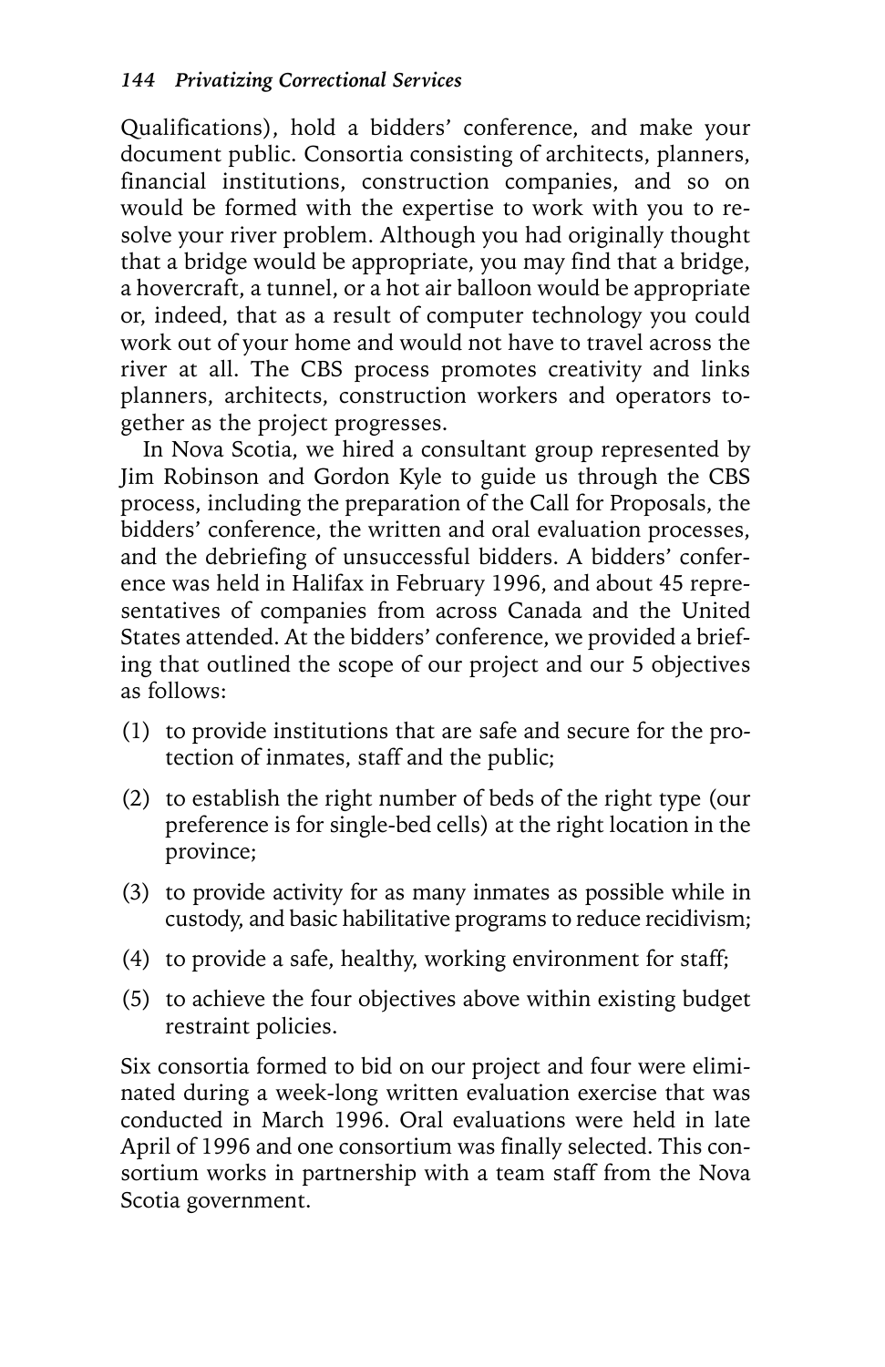Qualifications), hold a bidders' conference, and make your document public. Consortia consisting of architects, planners, financial institutions, construction companies, and so on would be formed with the expertise to work with you to resolve your river problem. Although you had originally thought that a bridge would be appropriate, you may find that a bridge, a hovercraft, a tunnel, or a hot air balloon would be appropriate or, indeed, that as a result of computer technology you could work out of your home and would not have to travel across the river at all. The CBS process promotes creativity and links planners, architects, construction workers and operators together as the project progresses.

In Nova Scotia, we hired a consultant group represented by Jim Robinson and Gordon Kyle to guide us through the CBS process, including the preparation of the Call for Proposals, the bidders' conference, the written and oral evaluation processes, and the debriefing of unsuccessful bidders. A bidders' conference was held in Halifax in February 1996, and about 45 representatives of companies from across Canada and the United States attended. At the bidders' conference, we provided a briefing that outlined the scope of our project and our 5 objectives as follows:

(1) to provide institutions that are safe and secure for the protection of inmates, staff and the public;

(2) to establish the right number of beds of the right type (our preference is for single-bed cells) at the right location in the province;

(3) to provide activity for as many inmates as possible while in custody, and basic habilitative programs to reduce recidivism;

(4) to provide a safe, healthy, working environment for staff;

(5) to achieve the four objectives above within existing budget restraint policies.

Six consortia formed to bid on our project and four were eliminated during a week-long written evaluation exercise that was conducted in March 1996. Oral evaluations were held in late April of 1996 and one consortium was finally selected. This consortium works in partnership with a team staff from the Nova Scotia government.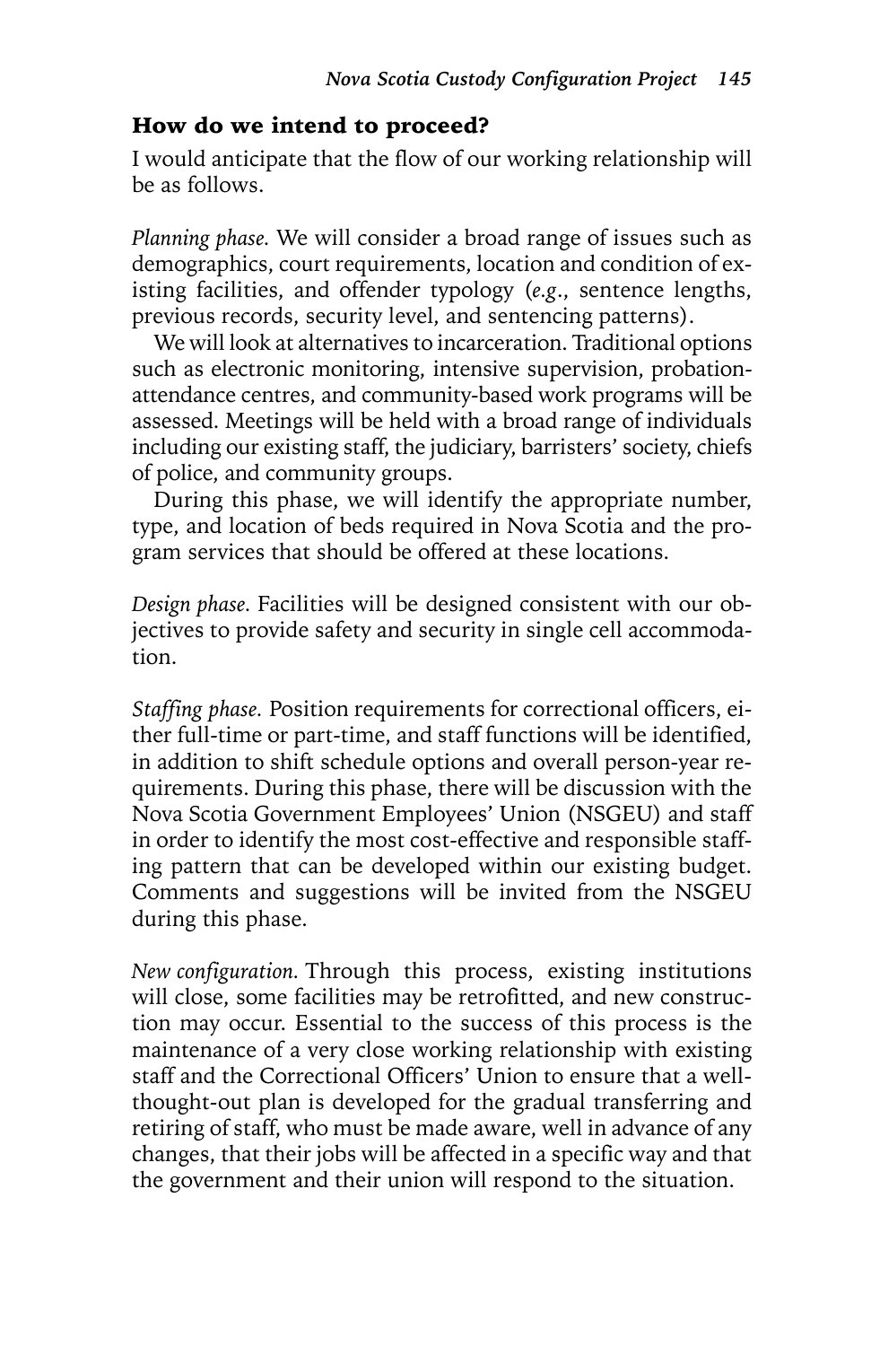### How do we intend to proceed?

I would anticipate that the flow of our working relationship will be as follows.

*Planning phase.* We will consider a broad range of issues such as demographics, court requirements, location and condition of existing facilities, and offender typology (*e.g.*, sentence lengths, previous records, security level, and sentencing patterns).

We will look at alternatives to incarceration. Traditional options such as electronic monitoring, intensive supervision, probation-attendance centres, and community-based work programs will be assessed. Meetings will be held with a broad range of individuals including our existing staff, the judiciary, barristers' society, chiefs of police, and community groups.

During this phase, we will identify the appropriate number, type, and location of beds required in Nova Scotia and the program services that should be offered at these locations.

*Design phase.* Facilities will be designed consistent with our objectives to provide safety and security in single cell accommodation.

*Staffing phase.* Position requirements for correctional officers, either full-time or part-time, and staff functions will be identified, in addition to shift schedule options and overall person-year requirements. During this phase, there will be discussion with the Nova Scotia Government Employees' Union (NSGEU) and staff in order to identify the most cost-effective and responsible staffing pattern that can be developed within our existing budget. Comments and suggestions will be invited from the NSGEU during this phase.

*New configuration.* Through this process, existing institutions will close, some facilities may be retrofitted, and new construction may occur. Essential to the success of this process is the maintenance of a very close working relationship with existing staff and the Correctional Officers' Union to ensure that a well-thought-out plan is developed for the gradual transferring and retiring of staff, who must be made aware, well in advance of any changes, that their jobs will be affected in a specific way and that the government and their union will respond to the situation.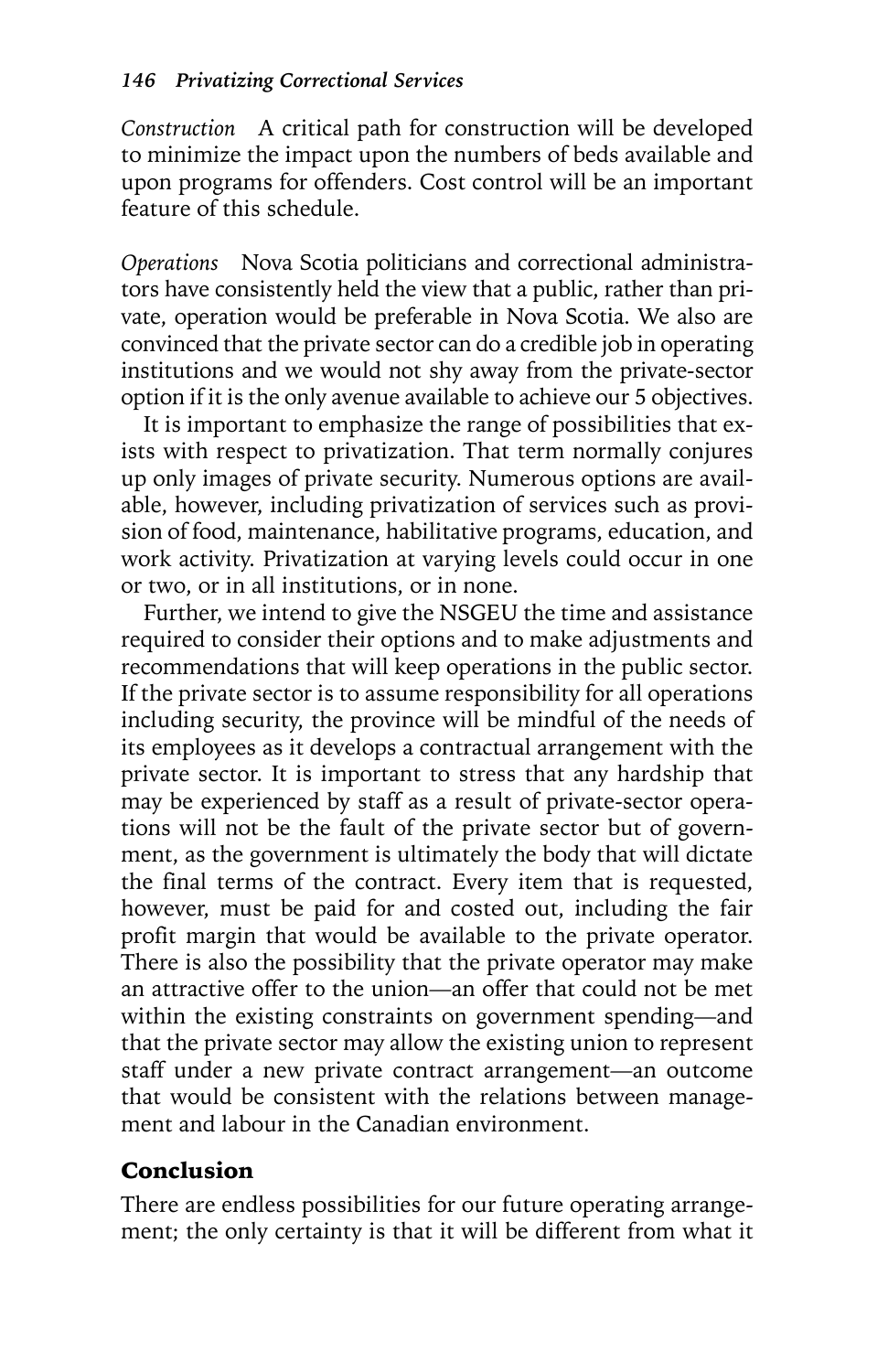*Construction* A critical path for construction will be developed to minimize the impact upon the numbers of beds available and upon programs for offenders. Cost control will be an important feature of this schedule.

*Operations* Nova Scotia politicians and correctional administrators have consistently held the view that a public, rather than private, operation would be preferable in Nova Scotia. We also are convinced that the private sector can do a credible job in operating institutions and we would not shy away from the private-sector option if it is the only avenue available to achieve our 5 objectives.

It is important to emphasize the range of possibilities that exists with respect to privatization. That term normally conjures up only images of private security. Numerous options are available, however, including privatization of services such as provision of food, maintenance, habilitative programs, education, and work activity. Privatization at varying levels could occur in one or two, or in all institutions, or in none.

Further, we intend to give the NSGEU the time and assistance required to consider their options and to make adjustments and recommendations that will keep operations in the public sector. If the private sector is to assume responsibility for all operations including security, the province will be mindful of the needs of its employees as it develops a contractual arrangement with the private sector. It is important to stress that any hardship that may be experienced by staff as a result of private-sector operations will not be the fault of the private sector but of government, as the government is ultimately the body that will dictate the final terms of the contract. Every item that is requested, however, must be paid for and costed out, including the fair profit margin that would be available to the private operator. There is also the possibility that the private operator may make an attractive offer to the union—an offer that could not be met within the existing constraints on government spending—and that the private sector may allow the existing union to represent staff under a new private contract arrangement—an outcome that would be consistent with the relations between management and labour in the Canadian environment.

## Conclusion

There are endless possibilities for our future operating arrangement; the only certainty is that it will be different from what it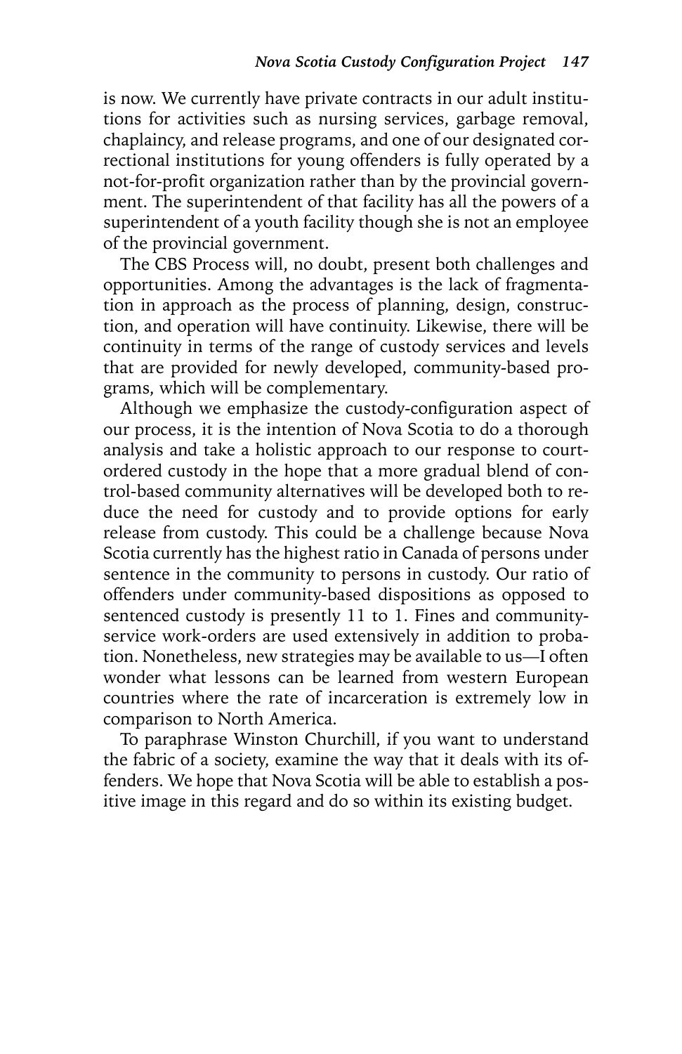is now. We currently have private contracts in our adult institutions for activities such as nursing services, garbage removal, chaplaincy, and release programs, and one of our designated correctional institutions for young offenders is fully operated by a not-for-profit organization rather than by the provincial government. The superintendent of that facility has all the powers of a superintendent of a youth facility though she is not an employee of the provincial government.

The CBS Process will, no doubt, present both challenges and opportunities. Among the advantages is the lack of fragmentation in approach as the process of planning, design, construction, and operation will have continuity. Likewise, there will be continuity in terms of the range of custody services and levels that are provided for newly developed, community-based programs, which will be complementary.

Although we emphasize the custody-configuration aspect of our process, it is the intention of Nova Scotia to do a thorough analysis and take a holistic approach to our response to court-ordered custody in the hope that a more gradual blend of control-based community alternatives will be developed both to reduce the need for custody and to provide options for early release from custody. This could be a challenge because Nova Scotia currently has the highest ratio in Canada of persons under sentence in the community to persons in custody. Our ratio of offenders under community-based dispositions as opposed to sentenced custody is presently 11 to 1. Fines and community-service work-orders are used extensively in addition to probation. Nonetheless, new strategies may be available to us—I often wonder what lessons can be learned from western European countries where the rate of incarceration is extremely low in comparison to North America.

To paraphrase Winston Churchill, if you want to understand the fabric of a society, examine the way that it deals with its offenders. We hope that Nova Scotia will be able to establish a positive image in this regard and do so within its existing budget.